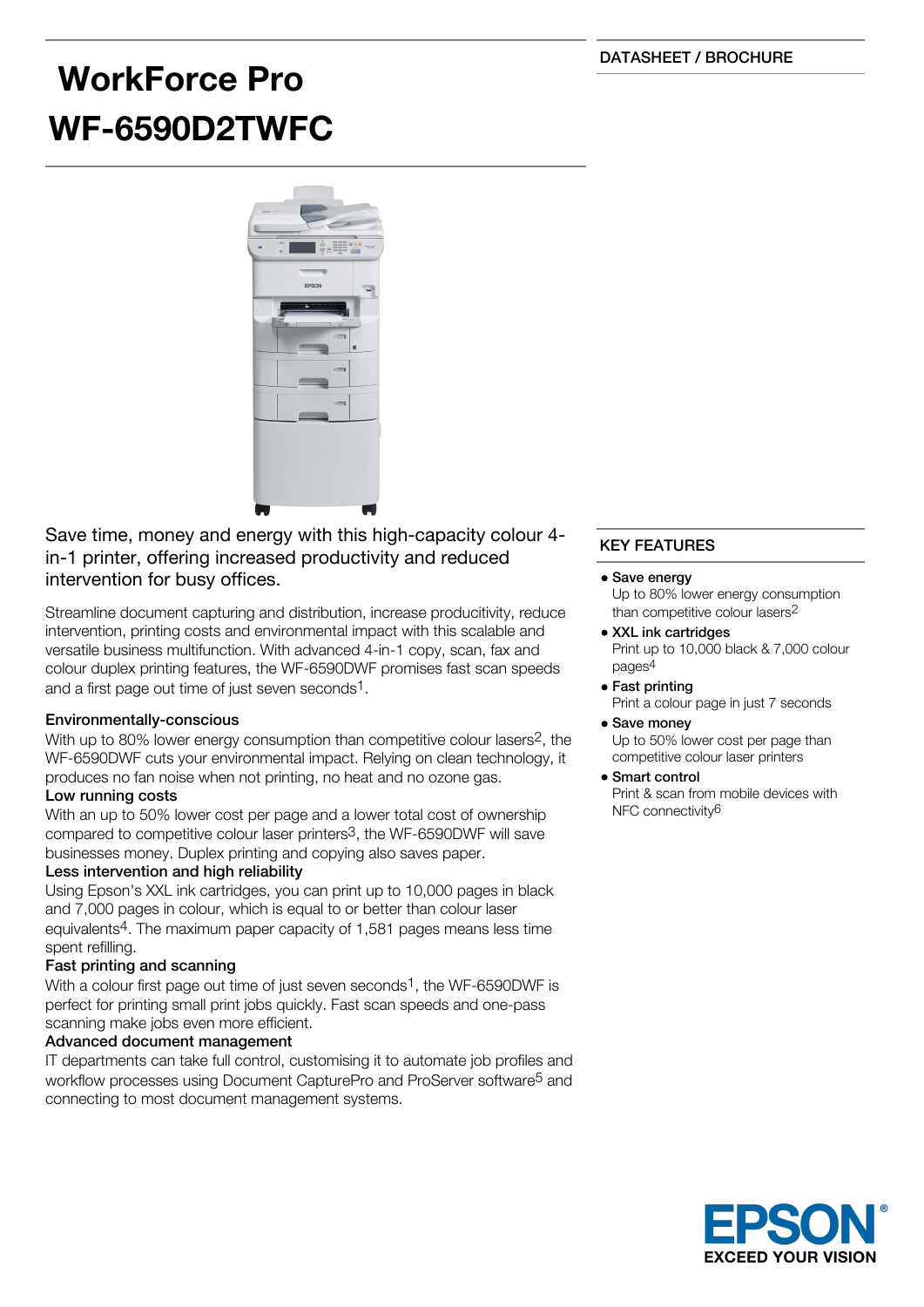DATASHEET / BROCHURE

# WorkForce Pro WF-6590D2TWFC

Save time, money and energy with this high-capacity colour 4-in-1 printer, offering increased productivity and reduced intervention for busy offices.

Streamline document capturing and distribution, increase producitivity, reduce intervention, printing costs and environmental impact with this scalable and versatile business multifunction. With advanced 4-in-1 copy, scan, fax and colour duplex printing features, the WF-6590DWF promises fast scan speeds and a first page out time of just seven seconds[1].

### Environmentally-conscious

With up to 80% lower energy consumption than competitive colour lasers[2], the WF-6590DWF cuts your environmental impact. Relying on clean technology, it produces no fan noise when not printing, no heat and no ozone gas.

### Low running costs

With an up to 50% lower cost per page and a lower total cost of ownership compared to competitive colour laser printers[3], the WF-6590DWF will save businesses money. Duplex printing and copying also saves paper.

### Less intervention and high reliability

Using Epson's XXL ink cartridges, you can print up to 10,000 pages in black and 7,000 pages in colour, which is equal to or better than colour laser equivalents[4]. The maximum paper capacity of 1,581 pages means less time spent refilling.

### Fast printing and scanning

With a colour first page out time of just seven seconds[1], the WF-6590DWF is perfect for printing small print jobs quickly. Fast scan speeds and one-pass scanning make jobs even more efficient.

### Advanced document management

IT departments can take full control, customising it to automate job profiles and workflow processes using Document CapturePro and ProServer software[5] and connecting to most document management systems.

## KEY FEATURES

- **Save energy**
  Up to 80% lower energy consumption than competitive colour lasers[2]
- **XXL ink cartridges**
  Print up to 10,000 black & 7,000 colour pages[4]
- **Fast printing**
  Print a colour page in just 7 seconds
- **Save money**
  Up to 50% lower cost per page than competitive colour laser printers
- **Smart control**
  Print & scan from mobile devices with NFC connectivity[6]

EPSON
EXCEED YOUR VISION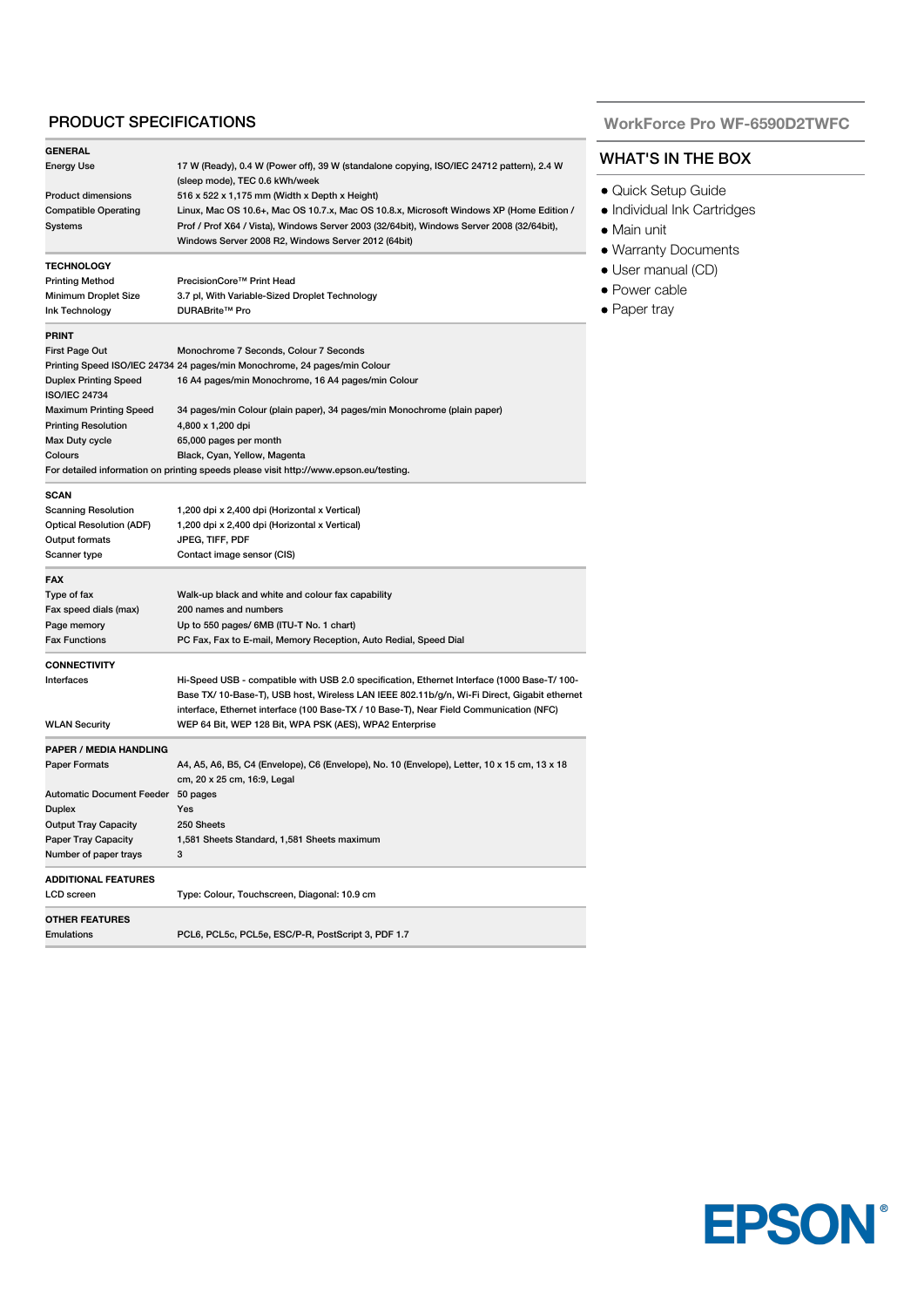## PRODUCT SPECIFICATIONS

| GENERAL | |
|---|---|
| Energy Use | 17 W (Ready), 0.4 W (Power off), 39 W (standalone copying, ISO/IEC 24712 pattern), 2.4 W (sleep mode), TEC 0.6 kWh/week |
| Product dimensions | 516 x 522 x 1,175 mm (Width x Depth x Height) |
| Compatible Operating Systems | Linux, Mac OS 10.6+, Mac OS 10.7.x, Mac OS 10.8.x, Microsoft Windows XP (Home Edition / Prof / Prof X64 / Vista), Windows Server 2003 (32/64bit), Windows Server 2008 (32/64bit), Windows Server 2008 R2, Windows Server 2012 (64bit) |

| TECHNOLOGY | |
|---|---|
| Printing Method | PrecisionCore™ Print Head |
| Minimum Droplet Size | 3.7 pl, With Variable-Sized Droplet Technology |
| Ink Technology | DURABrite™ Pro |

| PRINT | |
|---|---|
| First Page Out | Monochrome 7 Seconds, Colour 7 Seconds |
| Printing Speed ISO/IEC 24734 | 24 pages/min Monochrome, 24 pages/min Colour |
| Duplex Printing Speed ISO/IEC 24734 | 16 A4 pages/min Monochrome, 16 A4 pages/min Colour |
| Maximum Printing Speed | 34 pages/min Colour (plain paper), 34 pages/min Monochrome (plain paper) |
| Printing Resolution | 4,800 x 1,200 dpi |
| Max Duty cycle | 65,000 pages per month |
| Colours | Black, Cyan, Yellow, Magenta |

For detailed information on printing speeds please visit http://www.epson.eu/testing.

| SCAN | |
|---|---|
| Scanning Resolution | 1,200 dpi x 2,400 dpi (Horizontal x Vertical) |
| Optical Resolution (ADF) | 1,200 dpi x 2,400 dpi (Horizontal x Vertical) |
| Output formats | JPEG, TIFF, PDF |
| Scanner type | Contact image sensor (CIS) |

| FAX | |
|---|---|
| Type of fax | Walk-up black and white and colour fax capability |
| Fax speed dials (max) | 200 names and numbers |
| Page memory | Up to 550 pages/ 6MB (ITU-T No. 1 chart) |
| Fax Functions | PC Fax, Fax to E-mail, Memory Reception, Auto Redial, Speed Dial |

| CONNECTIVITY | |
|---|---|
| Interfaces | Hi-Speed USB - compatible with USB 2.0 specification, Ethernet Interface (1000 Base-T/ 100-Base TX/ 10-Base-T), USB host, Wireless LAN IEEE 802.11b/g/n, Wi-Fi Direct, Gigabit ethernet interface, Ethernet interface (100 Base-TX / 10 Base-T), Near Field Communication (NFC) |
| WLAN Security | WEP 64 Bit, WEP 128 Bit, WPA PSK (AES), WPA2 Enterprise |

| PAPER / MEDIA HANDLING | |
|---|---|
| Paper Formats | A4, A5, A6, B5, C4 (Envelope), C6 (Envelope), No. 10 (Envelope), Letter, 10 x 15 cm, 13 x 18 cm, 20 x 25 cm, 16:9, Legal |
| Automatic Document Feeder | 50 pages |
| Duplex | Yes |
| Output Tray Capacity | 250 Sheets |
| Paper Tray Capacity | 1,581 Sheets Standard, 1,581 Sheets maximum |
| Number of paper trays | 3 |

| ADDITIONAL FEATURES | |
|---|---|
| LCD screen | Type: Colour, Touchscreen, Diagonal: 10.9 cm |

| OTHER FEATURES | |
|---|---|
| Emulations | PCL6, PCL5c, PCL5e, ESC/P-R, PostScript 3, PDF 1.7 |

## WorkForce Pro WF-6590D2TWFC

## WHAT'S IN THE BOX

- Quick Setup Guide
- Individual Ink Cartridges
- Main unit
- Warranty Documents
- User manual (CD)
- Power cable
- Paper tray

EPSON®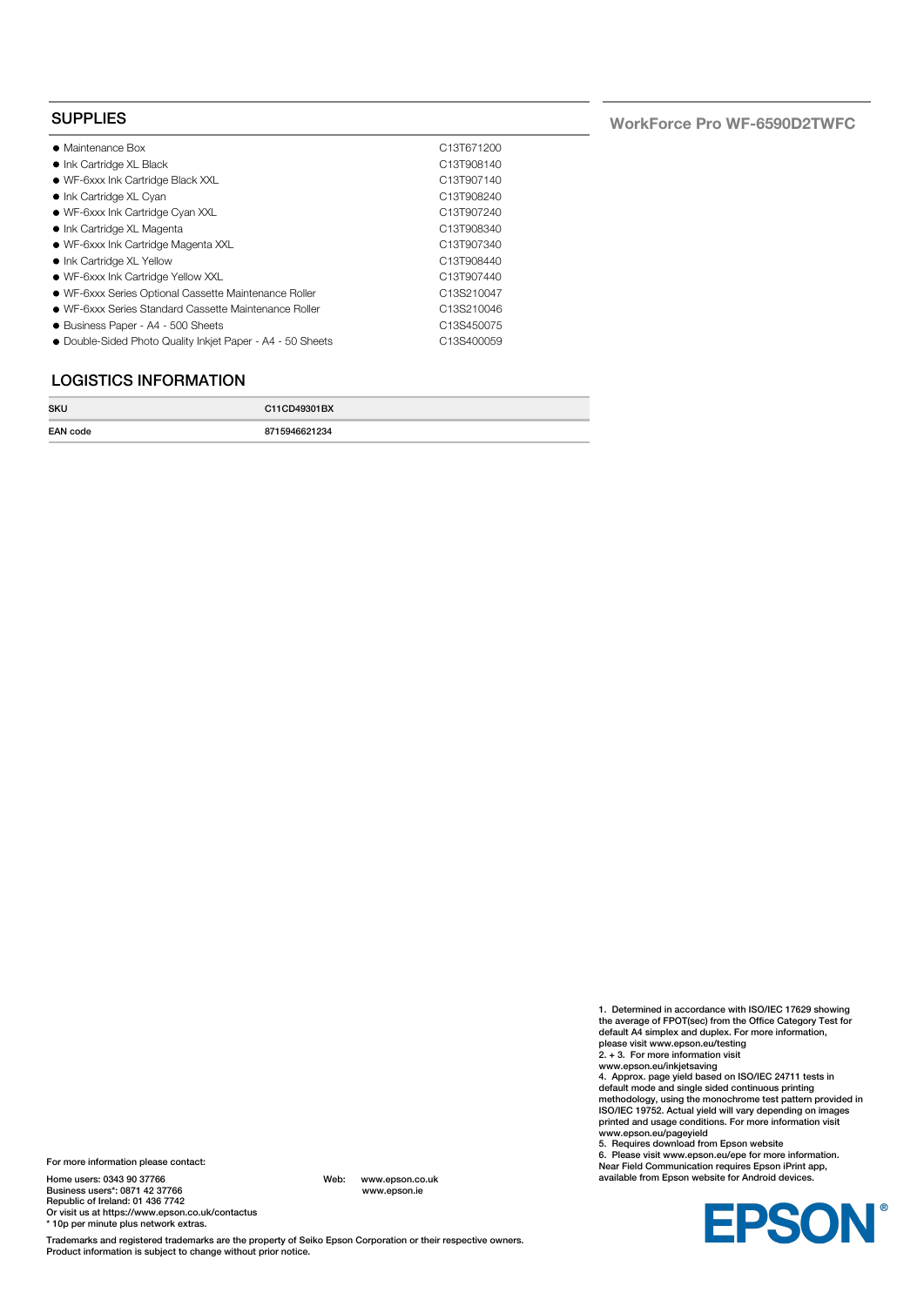## SUPPLIES

| | |
|---|---|
| ● Maintenance Box | C13T671200 |
| ● Ink Cartridge XL Black | C13T908140 |
| ● WF-6xxx Ink Cartridge Black XXL | C13T907140 |
| ● Ink Cartridge XL Cyan | C13T908240 |
| ● WF-6xxx Ink Cartridge Cyan XXL | C13T907240 |
| ● Ink Cartridge XL Magenta | C13T908340 |
| ● WF-6xxx Ink Cartridge Magenta XXL | C13T907340 |
| ● Ink Cartridge XL Yellow | C13T908440 |
| ● WF-6xxx Ink Cartridge Yellow XXL | C13T907440 |
| ● WF-6xxx Series Optional Cassette Maintenance Roller | C13S210047 |
| ● WF-6xxx Series Standard Cassette Maintenance Roller | C13S210046 |
| ● Business Paper - A4 - 500 Sheets | C13S450075 |
| ● Double-Sided Photo Quality Inkjet Paper - A4 - 50 Sheets | C13S400059 |

**WorkForce Pro WF-6590D2TWFC**

## LOGISTICS INFORMATION

| | |
|---|---|
| SKU | C11CD49301BX |
| EAN code | 8715946621234 |

1. Determined in accordance with ISO/IEC 17629 showing the average of FPOT(sec) from the Office Category Test for default A4 simplex and duplex. For more information, please visit www.epson.eu/testing
2. + 3. For more information visit www.epson.eu/inkjetsaving
4. Approx. page yield based on ISO/IEC 24711 tests in default mode and single sided continuous printing methodology, using the monochrome test pattern provided in ISO/IEC 19752. Actual yield will vary depending on images printed and usage conditions. For more information visit www.epson.eu/pageyield
5. Requires download from Epson website
6. Please visit www.epson.eu/epe for more information. Near Field Communication requires Epson iPrint app, available from Epson website for Android devices.

For more information please contact:

Home users: 0343 90 37766
Business users*: 0871 42 37766
Republic of Ireland: 01 436 7742
Or visit us at https://www.epson.co.uk/contactus
* 10p per minute plus network extras.

Web: www.epson.co.uk
www.epson.ie

Trademarks and registered trademarks are the property of Seiko Epson Corporation or their respective owners.
Product information is subject to change without prior notice.

EPSON®